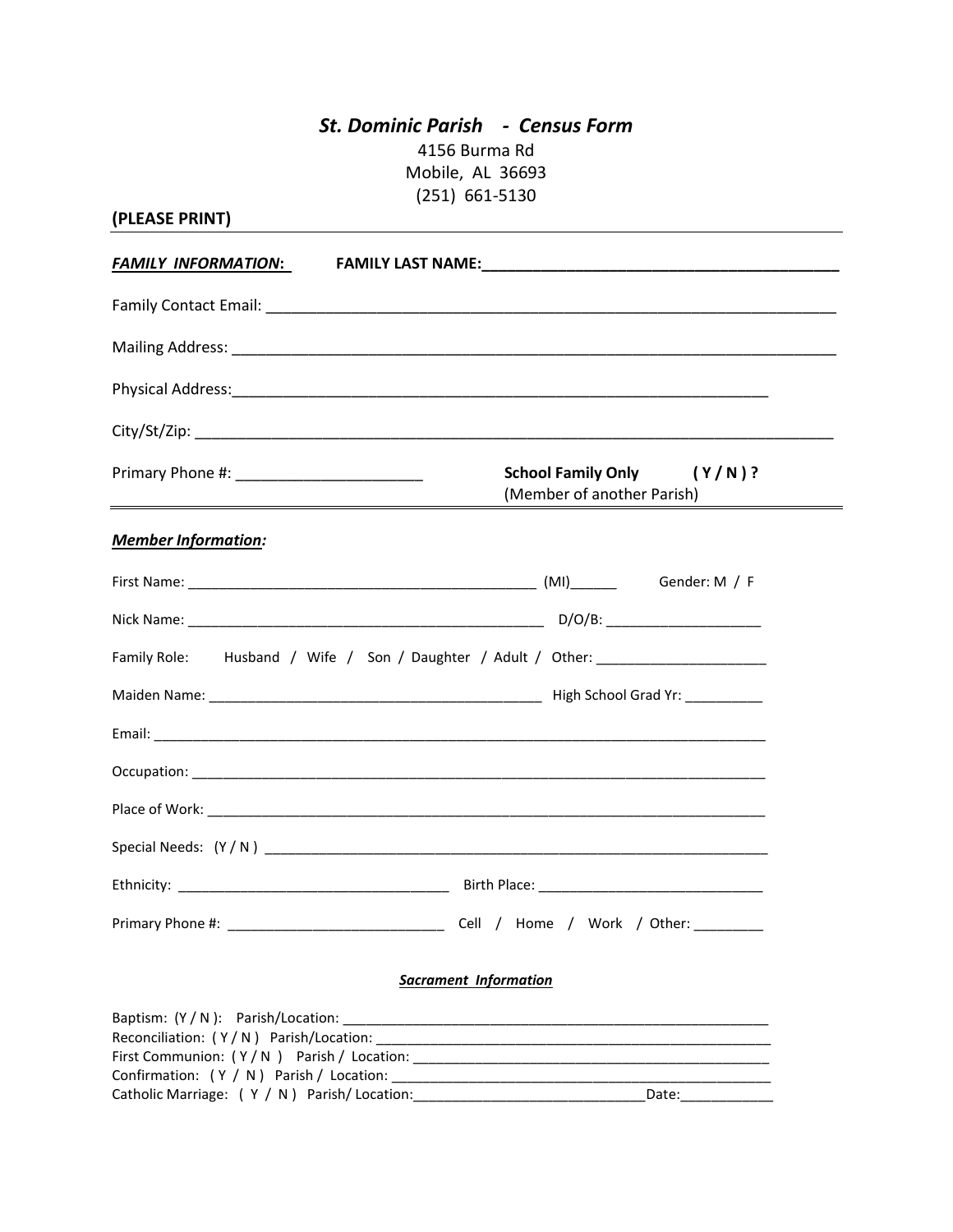# *St. Dominic Parish - Census Form*

4156 Burma Rd
Mobile, AL 36693
(251) 661-5130

**(PLEASE PRINT)**

---

***FAMILY INFORMATION*:** **FAMILY LAST NAME:__________________________________________**

Family Contact Email: ____________________________________________________________________

Mailing Address: ________________________________________________________________________

Physical Address:_______________________________________________________________

City/St/Zip: ____________________________________________________________________________

Primary Phone #: ______________________ **School Family Only ( Y / N ) ?** (Member of another Parish)

---

***Member Information*:**

First Name: ______________________________________________ (MI)______ Gender: M / F

Nick Name: ________________________________________________ D/O/B: ____________________

Family Role: Husband / Wife / Son / Daughter / Adult / Other: ______________________

Maiden Name: ____________________________________________ High School Grad Yr: __________

Email: ___________________________________________________________________________________

Occupation: _____________________________________________________________________________

Place of Work: __________________________________________________________________________

Special Needs: (Y / N ) __________________________________________________________________

Ethnicity: ___________________________________ Birth Place: _____________________________

Primary Phone #: ____________________________ Cell / Home / Work / Other: _________

***Sacrament Information***

Baptism: (Y / N ): Parish/Location: _________________________________________________________
Reconciliation: ( Y / N ) Parish/Location: ____________________________________________________
First Communion: ( Y / N ) Parish / Location: _________________________________________________
Confirmation: ( Y / N ) Parish / Location: ____________________________________________________
Catholic Marriage: ( Y / N ) Parish/ Location:______________________________Date:____________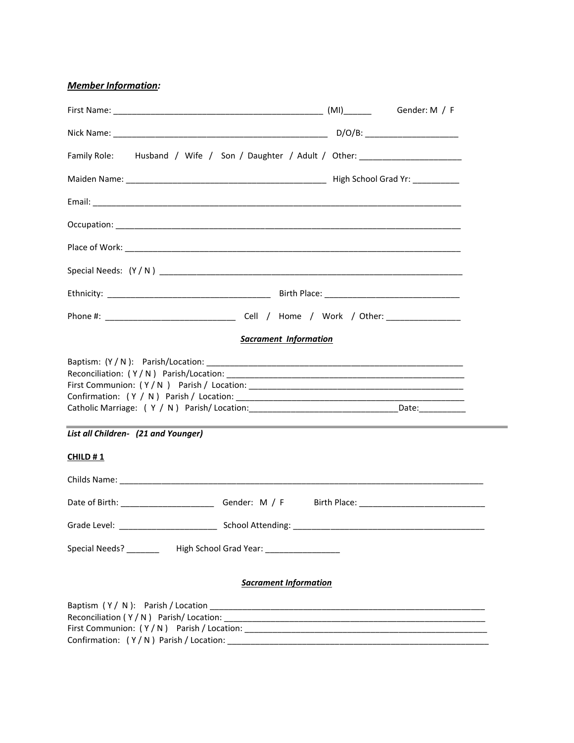***Member Information:***

First Name: _____________________________________________ (MI)______ Gender: M / F

Nick Name: _______________________________________________ D/O/B: ____________________

Family Role: Husband / Wife / Son / Daughter / Adult / Other: ______________________

Maiden Name: ___________________________________________ High School Grad Yr: __________

Email: _________________________________________________________________________________

Occupation: ____________________________________________________________________________

Place of Work: __________________________________________________________________________

Special Needs: (Y / N ) _________________________________________________________________

Ethnicity: ___________________________________ Birth Place: ______________________________

Phone #: ____________________________ Cell / Home / Work / Other: ________________

***Sacrament Information***

Baptism: (Y / N ): Parish/Location: ________________________________________________________
Reconciliation: ( Y / N ) Parish/Location: __________________________________________________
First Communion: ( Y / N ) Parish / Location: ________________________________________________
Confirmation: ( Y / N ) Parish / Location: __________________________________________________
Catholic Marriage: ( Y / N ) Parish/ Location:_________________________________Date:__________

---

***List all Children- (21 and Younger)***

**CHILD # 1**

Childs Name: ___________________________________________________________________________

Date of Birth: ____________________ Gender: M / F Birth Place: ___________________________

Grade Level: _____________________ School Attending: _________________________________________

Special Needs? _______ High School Grad Year: ________________

***Sacrament Information***

Baptism ( Y / N ): Parish / Location ______________________________________________________________
Reconciliation ( Y / N ) Parish/ Location: _________________________________________________________
First Communion: ( Y / N ) Parish / Location: _____________________________________________________
Confirmation: ( Y / N ) Parish / Location: _________________________________________________________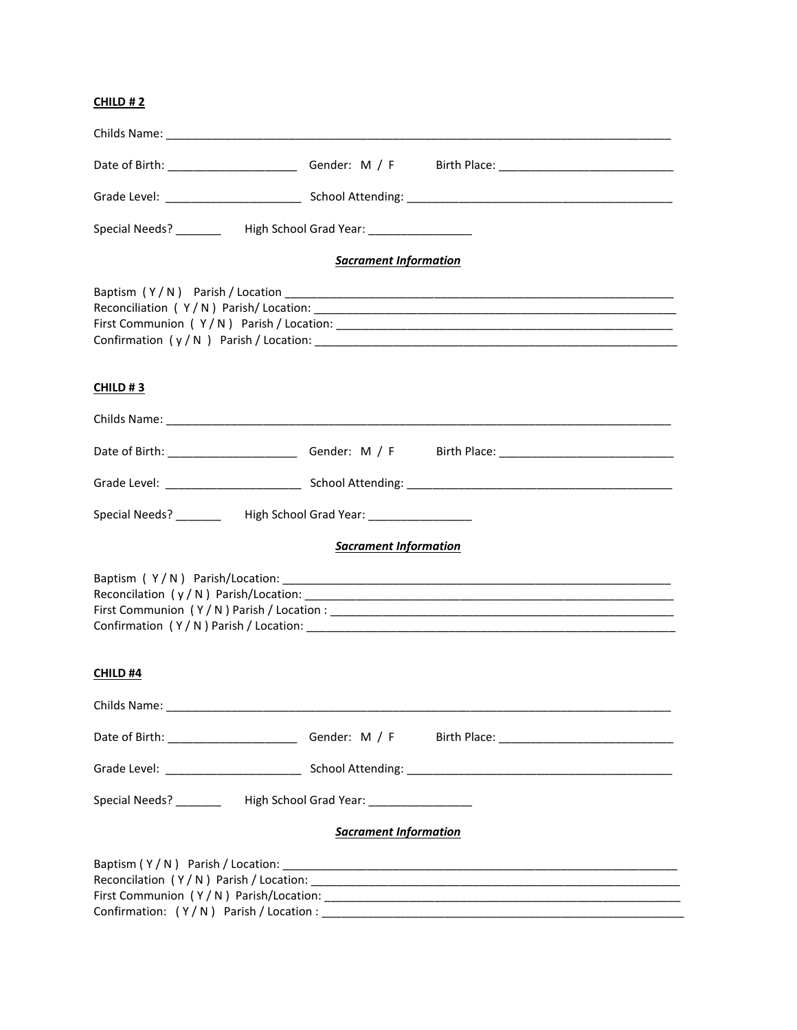**CHILD # 2**

Childs Name: ___________________________________________________________________________

Date of Birth: ____________________ Gender: M / F Birth Place: ___________________________

Grade Level: _____________________ School Attending: __________________________________________

Special Needs? _______ High School Grad Year: ________________

***Sacrament Information***

Baptism ( Y / N ) Parish / Location ________________________________________________________________
Reconciliation ( Y / N ) Parish/ Location: __________________________________________________________
First Communion ( Y / N ) Parish / Location: _______________________________________________________
Confirmation ( y / N ) Parish / Location: ___________________________________________________________

**CHILD # 3**

Childs Name: ___________________________________________________________________________

Date of Birth: ____________________ Gender: M / F Birth Place: ___________________________

Grade Level: _____________________ School Attending: __________________________________________

Special Needs? _______ High School Grad Year: ________________

***Sacrament Information***

Baptism ( Y / N ) Parish/Location: ________________________________________________________________
Reconcilation ( y / N ) Parish/Location: ____________________________________________________________
First Communion ( Y / N ) Parish / Location : _______________________________________________________
Confirmation ( Y / N ) Parish / Location: ___________________________________________________________

**CHILD #4**

Childs Name: ___________________________________________________________________________

Date of Birth: ____________________ Gender: M / F Birth Place: ___________________________

Grade Level: _____________________ School Attending: __________________________________________

Special Needs? _______ High School Grad Year: ________________

***Sacrament Information***

Baptism ( Y / N ) Parish / Location: ________________________________________________________________
Reconcilation ( Y / N ) Parish / Location: ____________________________________________________________
First Communion ( Y / N ) Parish/Location: __________________________________________________________
Confirmation: ( Y / N ) Parish / Location : ___________________________________________________________